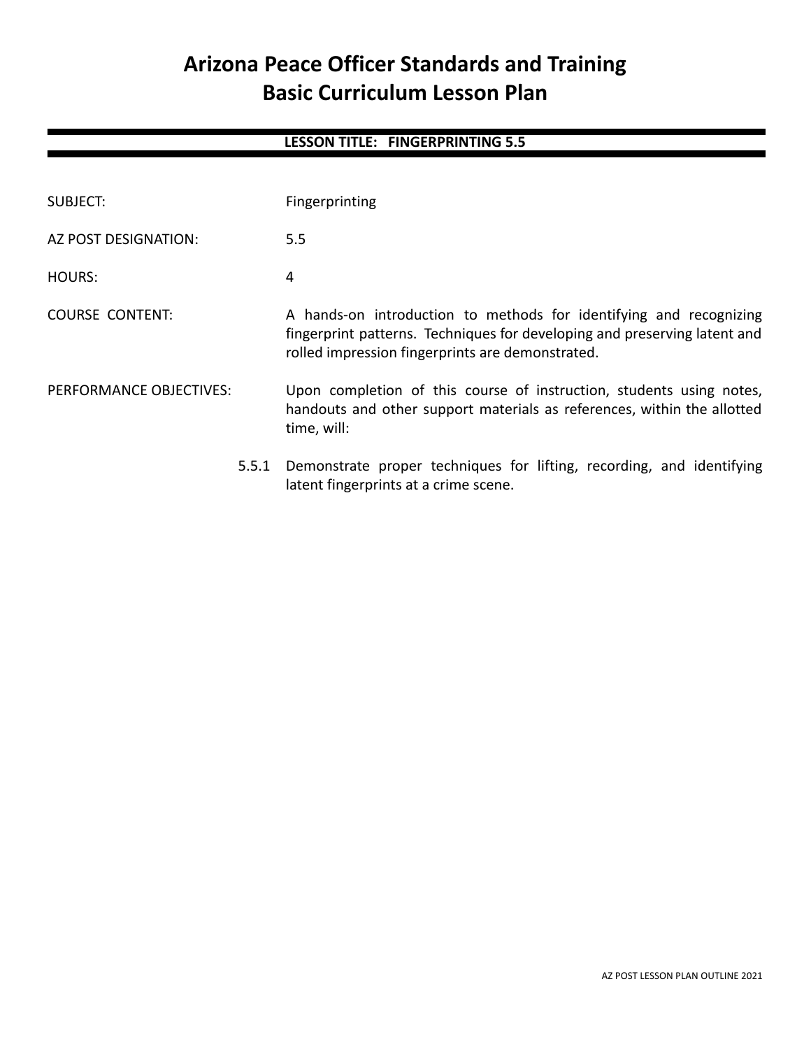# Arizona Peace Officer Standards and Training
# Basic Curriculum Lesson Plan

**LESSON TITLE: FINGERPRINTING 5.5**

SUBJECT: Fingerprinting

AZ POST DESIGNATION: 5.5

HOURS: 4

COURSE CONTENT: A hands-on introduction to methods for identifying and recognizing fingerprint patterns. Techniques for developing and preserving latent and rolled impression fingerprints are demonstrated.

PERFORMANCE OBJECTIVES: Upon completion of this course of instruction, students using notes, handouts and other support materials as references, within the allotted time, will:

5.5.1 Demonstrate proper techniques for lifting, recording, and identifying latent fingerprints at a crime scene.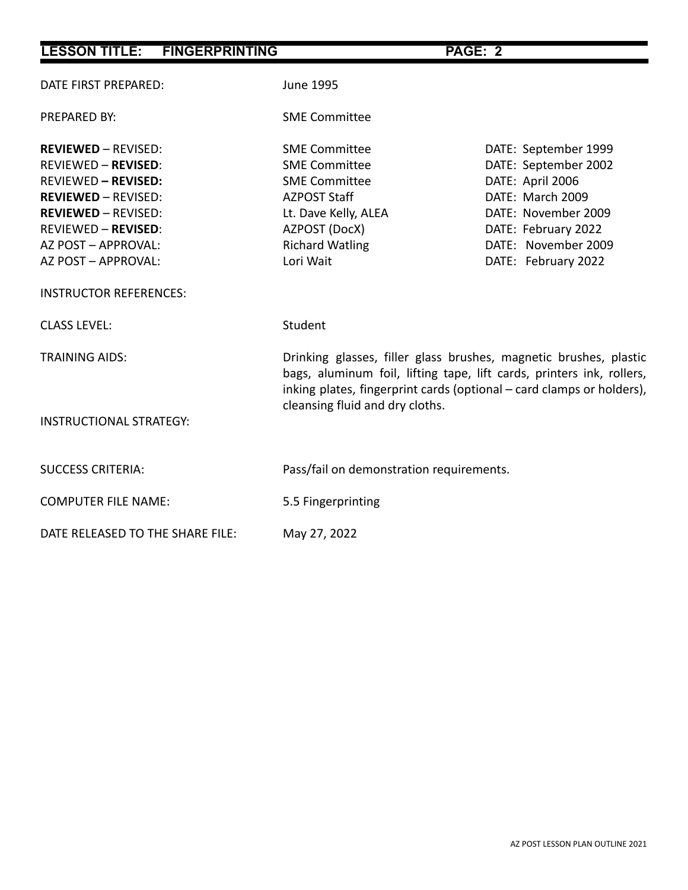DATE FIRST PREPARED: June 1995

PREPARED BY: SME Committee

| | | |
|---|---|---|
| **REVIEWED** – REVISED: | SME Committee | DATE: September 1999 |
| REVIEWED – **REVISED**: | SME Committee | DATE: September 2002 |
| REVIEWED **– REVISED:** | SME Committee | DATE: April 2006 |
| **REVIEWED** – REVISED: | AZPOST Staff | DATE: March 2009 |
| **REVIEWED** – REVISED: | Lt. Dave Kelly, ALEA | DATE: November 2009 |
| REVIEWED – **REVISED**: | AZPOST (DocX) | DATE: February 2022 |
| AZ POST – APPROVAL: | Richard Watling | DATE: November 2009 |
| AZ POST – APPROVAL: | Lori Wait | DATE: February 2022 |

INSTRUCTOR REFERENCES:

CLASS LEVEL: Student

TRAINING AIDS: Drinking glasses, filler glass brushes, magnetic brushes, plastic bags, aluminum foil, lifting tape, lift cards, printers ink, rollers, inking plates, fingerprint cards (optional – card clamps or holders), cleansing fluid and dry cloths.

INSTRUCTIONAL STRATEGY:

SUCCESS CRITERIA: Pass/fail on demonstration requirements.

COMPUTER FILE NAME: 5.5 Fingerprinting

DATE RELEASED TO THE SHARE FILE: May 27, 2022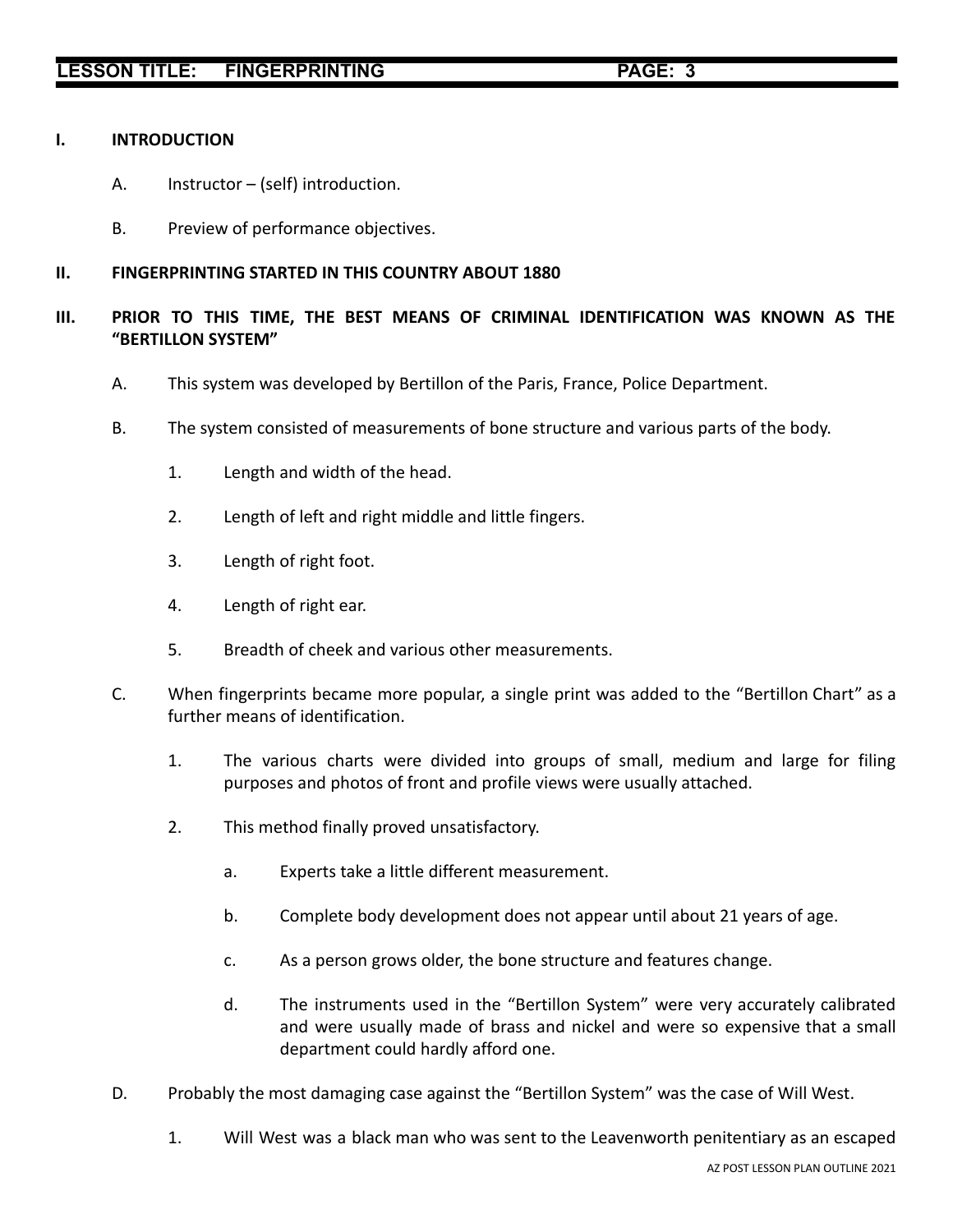## I. INTRODUCTION

A. Instructor – (self) introduction.

B. Preview of performance objectives.

## II. FINGERPRINTING STARTED IN THIS COUNTRY ABOUT 1880

## III. PRIOR TO THIS TIME, THE BEST MEANS OF CRIMINAL IDENTIFICATION WAS KNOWN AS THE "BERTILLON SYSTEM"

A. This system was developed by Bertillon of the Paris, France, Police Department.

B. The system consisted of measurements of bone structure and various parts of the body.

1. Length and width of the head.

2. Length of left and right middle and little fingers.

3. Length of right foot.

4. Length of right ear.

5. Breadth of cheek and various other measurements.

C. When fingerprints became more popular, a single print was added to the "Bertillon Chart" as a further means of identification.

1. The various charts were divided into groups of small, medium and large for filing purposes and photos of front and profile views were usually attached.

2. This method finally proved unsatisfactory.

a. Experts take a little different measurement.

b. Complete body development does not appear until about 21 years of age.

c. As a person grows older, the bone structure and features change.

d. The instruments used in the "Bertillon System" were very accurately calibrated and were usually made of brass and nickel and were so expensive that a small department could hardly afford one.

D. Probably the most damaging case against the "Bertillon System" was the case of Will West.

1. Will West was a black man who was sent to the Leavenworth penitentiary as an escaped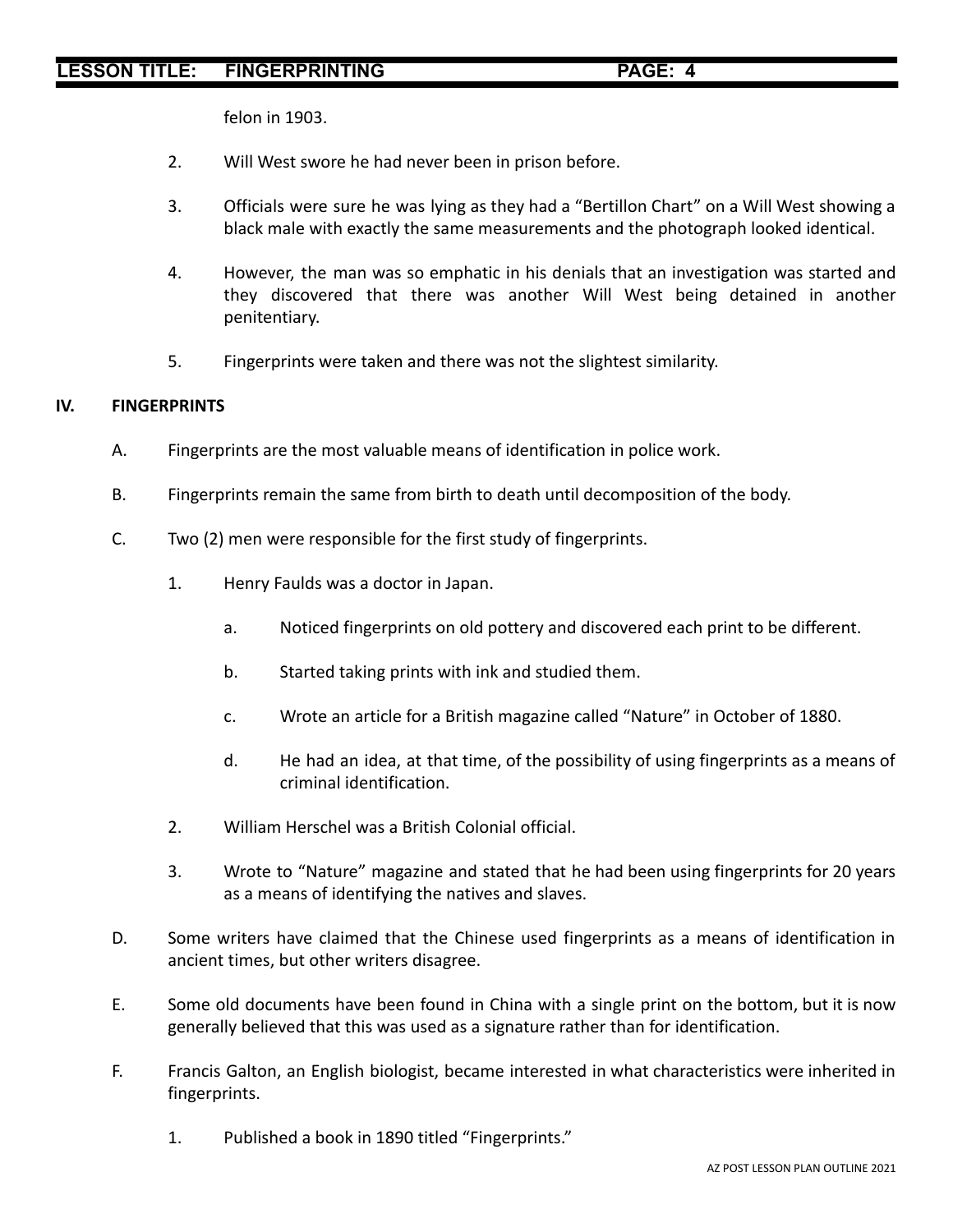felon in 1903.

2. Will West swore he had never been in prison before.

3. Officials were sure he was lying as they had a "Bertillon Chart" on a Will West showing a black male with exactly the same measurements and the photograph looked identical.

4. However, the man was so emphatic in his denials that an investigation was started and they discovered that there was another Will West being detained in another penitentiary.

5. Fingerprints were taken and there was not the slightest similarity.

## IV. FINGERPRINTS

A. Fingerprints are the most valuable means of identification in police work.

B. Fingerprints remain the same from birth to death until decomposition of the body.

C. Two (2) men were responsible for the first study of fingerprints.

   1. Henry Faulds was a doctor in Japan.

      a. Noticed fingerprints on old pottery and discovered each print to be different.

      b. Started taking prints with ink and studied them.

      c. Wrote an article for a British magazine called "Nature" in October of 1880.

      d. He had an idea, at that time, of the possibility of using fingerprints as a means of criminal identification.

   2. William Herschel was a British Colonial official.

   3. Wrote to "Nature" magazine and stated that he had been using fingerprints for 20 years as a means of identifying the natives and slaves.

D. Some writers have claimed that the Chinese used fingerprints as a means of identification in ancient times, but other writers disagree.

E. Some old documents have been found in China with a single print on the bottom, but it is now generally believed that this was used as a signature rather than for identification.

F. Francis Galton, an English biologist, became interested in what characteristics were inherited in fingerprints.

   1. Published a book in 1890 titled "Fingerprints."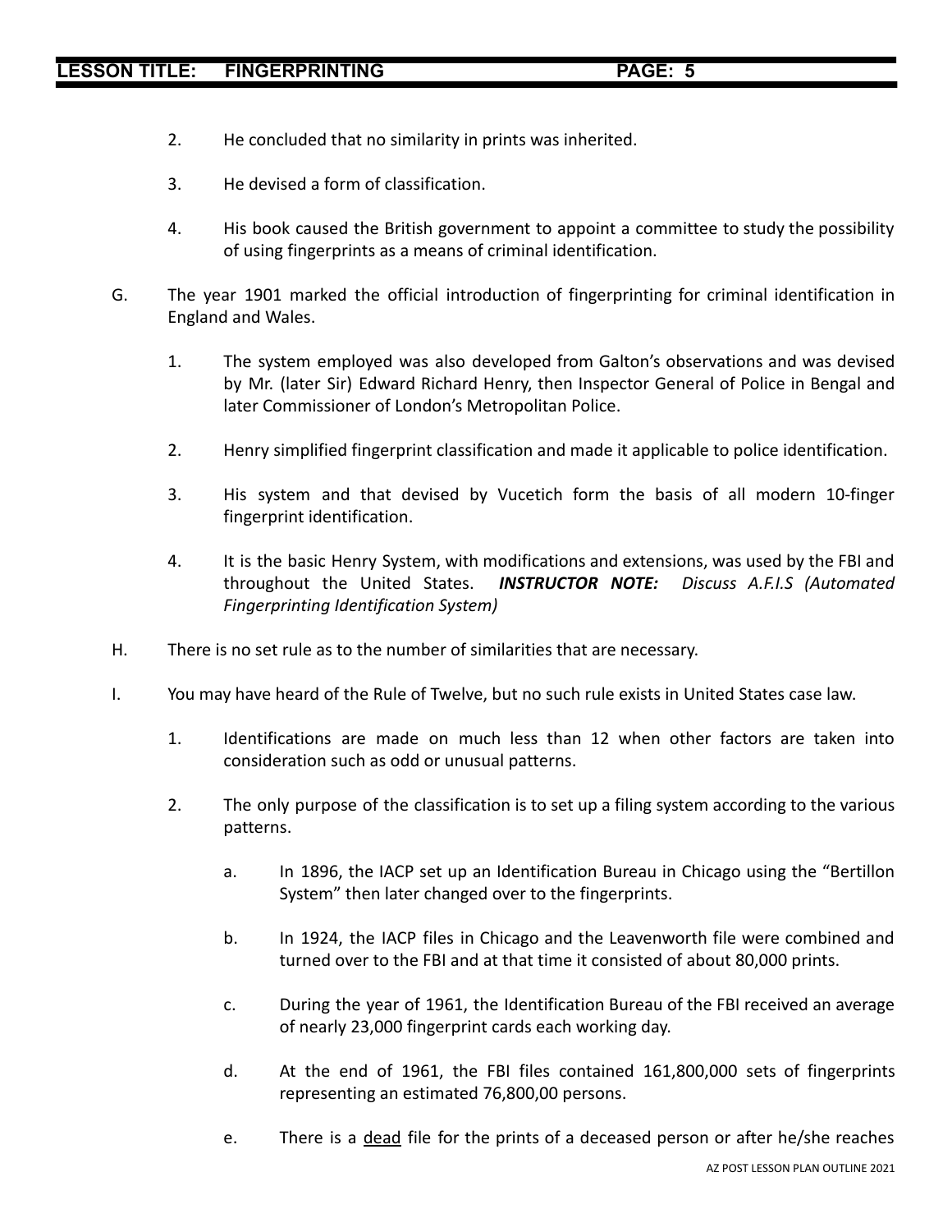2. He concluded that no similarity in prints was inherited.

3. He devised a form of classification.

4. His book caused the British government to appoint a committee to study the possibility of using fingerprints as a means of criminal identification.

G. The year 1901 marked the official introduction of fingerprinting for criminal identification in England and Wales.

1. The system employed was also developed from Galton's observations and was devised by Mr. (later Sir) Edward Richard Henry, then Inspector General of Police in Bengal and later Commissioner of London's Metropolitan Police.

2. Henry simplified fingerprint classification and made it applicable to police identification.

3. His system and that devised by Vucetich form the basis of all modern 10-finger fingerprint identification.

4. It is the basic Henry System, with modifications and extensions, was used by the FBI and throughout the United States. ***INSTRUCTOR NOTE:*** *Discuss A.F.I.S (Automated Fingerprinting Identification System)*

H. There is no set rule as to the number of similarities that are necessary.

I. You may have heard of the Rule of Twelve, but no such rule exists in United States case law.

1. Identifications are made on much less than 12 when other factors are taken into consideration such as odd or unusual patterns.

2. The only purpose of the classification is to set up a filing system according to the various patterns.

a. In 1896, the IACP set up an Identification Bureau in Chicago using the "Bertillon System" then later changed over to the fingerprints.

b. In 1924, the IACP files in Chicago and the Leavenworth file were combined and turned over to the FBI and at that time it consisted of about 80,000 prints.

c. During the year of 1961, the Identification Bureau of the FBI received an average of nearly 23,000 fingerprint cards each working day.

d. At the end of 1961, the FBI files contained 161,800,000 sets of fingerprints representing an estimated 76,800,00 persons.

e. There is a <u>dead</u> file for the prints of a deceased person or after he/she reaches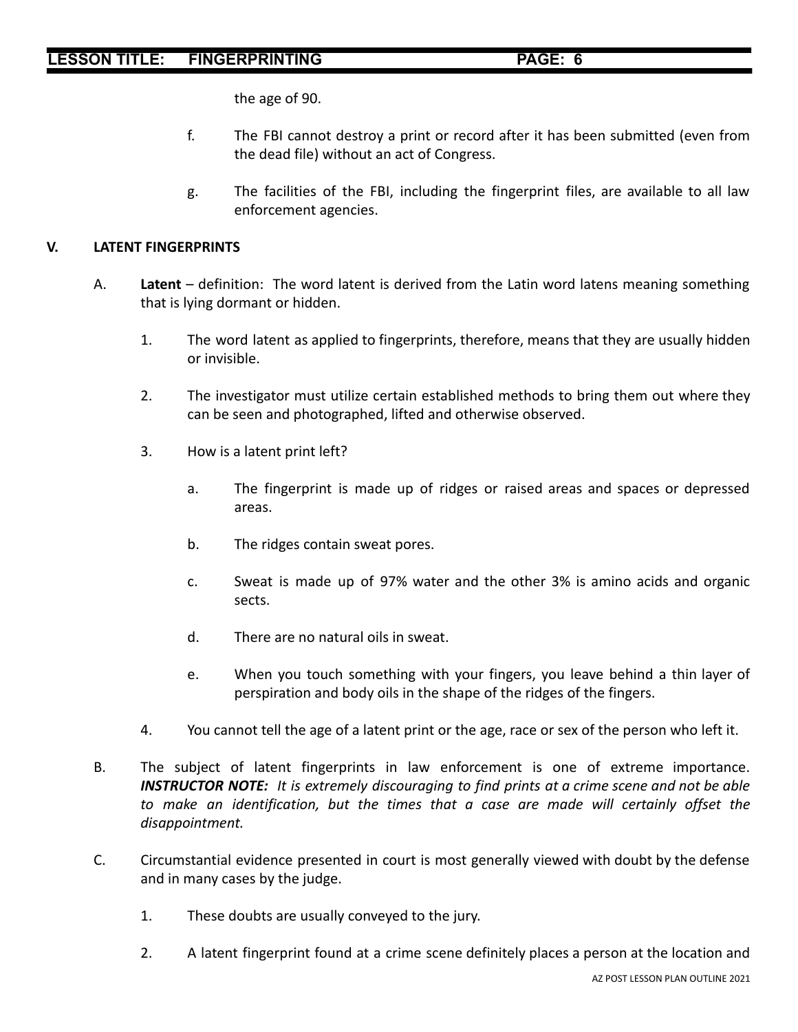the age of 90.

f. The FBI cannot destroy a print or record after it has been submitted (even from the dead file) without an act of Congress.

g. The facilities of the FBI, including the fingerprint files, are available to all law enforcement agencies.

## V. LATENT FINGERPRINTS

A. **Latent** – definition: The word latent is derived from the Latin word latens meaning something that is lying dormant or hidden.

1. The word latent as applied to fingerprints, therefore, means that they are usually hidden or invisible.

2. The investigator must utilize certain established methods to bring them out where they can be seen and photographed, lifted and otherwise observed.

3. How is a latent print left?

   a. The fingerprint is made up of ridges or raised areas and spaces or depressed areas.

   b. The ridges contain sweat pores.

   c. Sweat is made up of 97% water and the other 3% is amino acids and organic sects.

   d. There are no natural oils in sweat.

   e. When you touch something with your fingers, you leave behind a thin layer of perspiration and body oils in the shape of the ridges of the fingers.

4. You cannot tell the age of a latent print or the age, race or sex of the person who left it.

B. The subject of latent fingerprints in law enforcement is one of extreme importance. ***INSTRUCTOR NOTE:*** *It is extremely discouraging to find prints at a crime scene and not be able to make an identification, but the times that a case are made will certainly offset the disappointment.*

C. Circumstantial evidence presented in court is most generally viewed with doubt by the defense and in many cases by the judge.

1. These doubts are usually conveyed to the jury.

2. A latent fingerprint found at a crime scene definitely places a person at the location and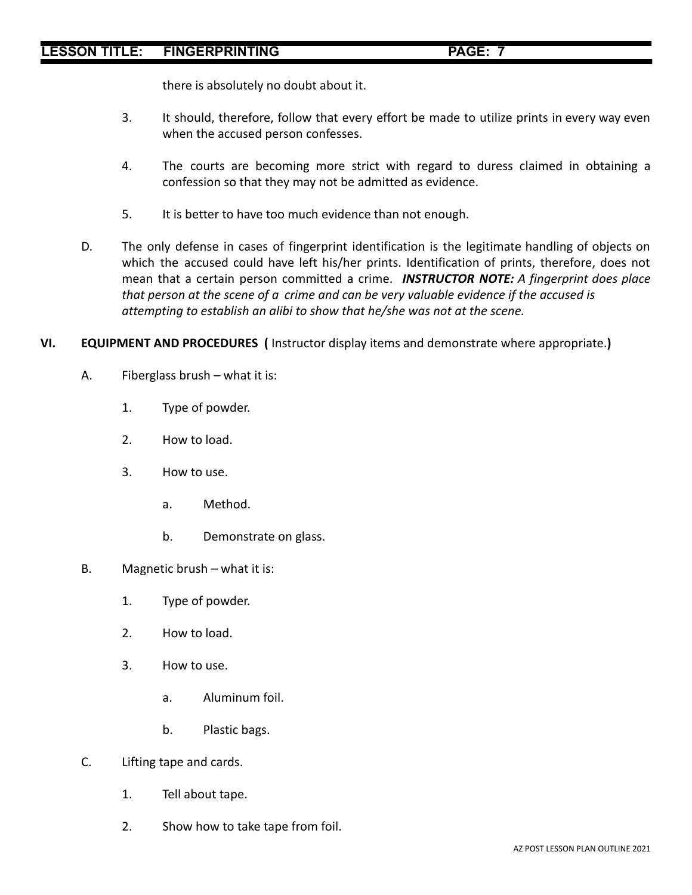there is absolutely no doubt about it.

3. It should, therefore, follow that every effort be made to utilize prints in every way even when the accused person confesses.

4. The courts are becoming more strict with regard to duress claimed in obtaining a confession so that they may not be admitted as evidence.

5. It is better to have too much evidence than not enough.

D. The only defense in cases of fingerprint identification is the legitimate handling of objects on which the accused could have left his/her prints. Identification of prints, therefore, does not mean that a certain person committed a crime. ***INSTRUCTOR NOTE:*** *A fingerprint does place that person at the scene of a crime and can be very valuable evidence if the accused is attempting to establish an alibi to show that he/she was not at the scene.*

## VI. EQUIPMENT AND PROCEDURES **(** Instructor display items and demonstrate where appropriate.**)**

A. Fiberglass brush – what it is:

1. Type of powder.
2. How to load.
3. How to use.
    a. Method.
    b. Demonstrate on glass.

B. Magnetic brush – what it is:

1. Type of powder.
2. How to load.
3. How to use.
    a. Aluminum foil.
    b. Plastic bags.

C. Lifting tape and cards.

1. Tell about tape.
2. Show how to take tape from foil.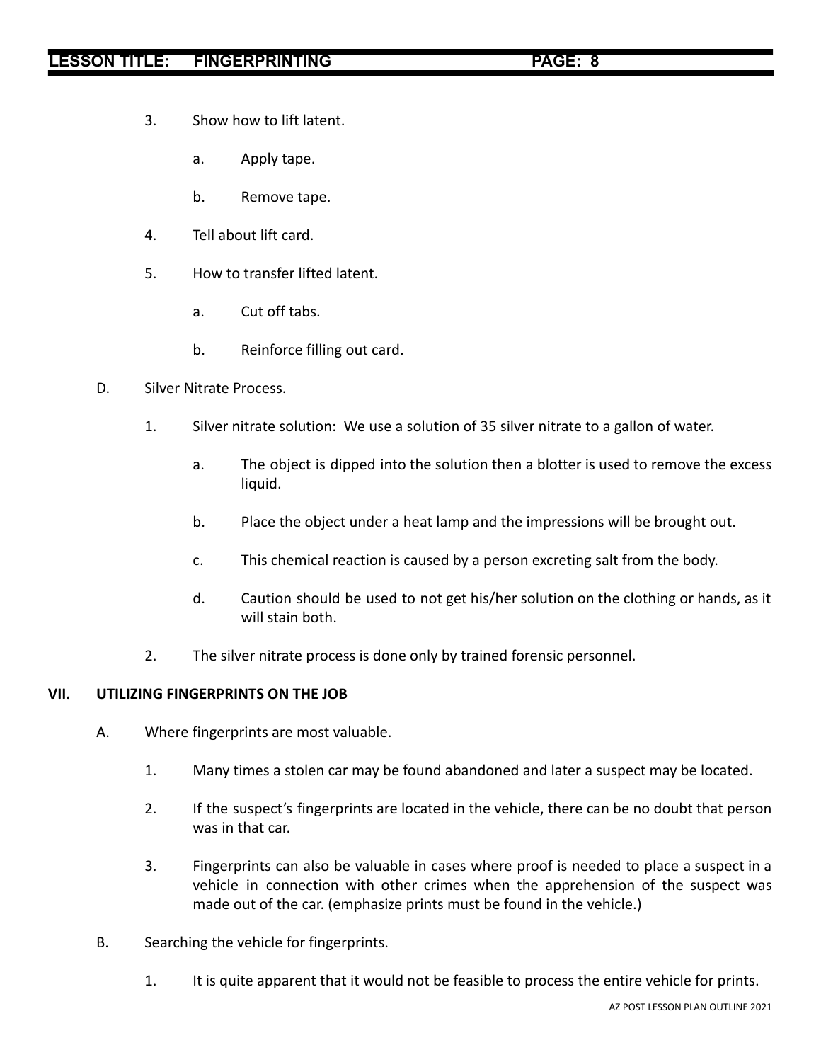3. Show how to lift latent.

    a. Apply tape.

    b. Remove tape.

4. Tell about lift card.

5. How to transfer lifted latent.

    a. Cut off tabs.

    b. Reinforce filling out card.

D. Silver Nitrate Process.

1. Silver nitrate solution: We use a solution of 35 silver nitrate to a gallon of water.

    a. The object is dipped into the solution then a blotter is used to remove the excess liquid.

    b. Place the object under a heat lamp and the impressions will be brought out.

    c. This chemical reaction is caused by a person excreting salt from the body.

    d. Caution should be used to not get his/her solution on the clothing or hands, as it will stain both.

2. The silver nitrate process is done only by trained forensic personnel.

## VII. UTILIZING FINGERPRINTS ON THE JOB

A. Where fingerprints are most valuable.

1. Many times a stolen car may be found abandoned and later a suspect may be located.

2. If the suspect's fingerprints are located in the vehicle, there can be no doubt that person was in that car.

3. Fingerprints can also be valuable in cases where proof is needed to place a suspect in a vehicle in connection with other crimes when the apprehension of the suspect was made out of the car. (emphasize prints must be found in the vehicle.)

B. Searching the vehicle for fingerprints.

1. It is quite apparent that it would not be feasible to process the entire vehicle for prints.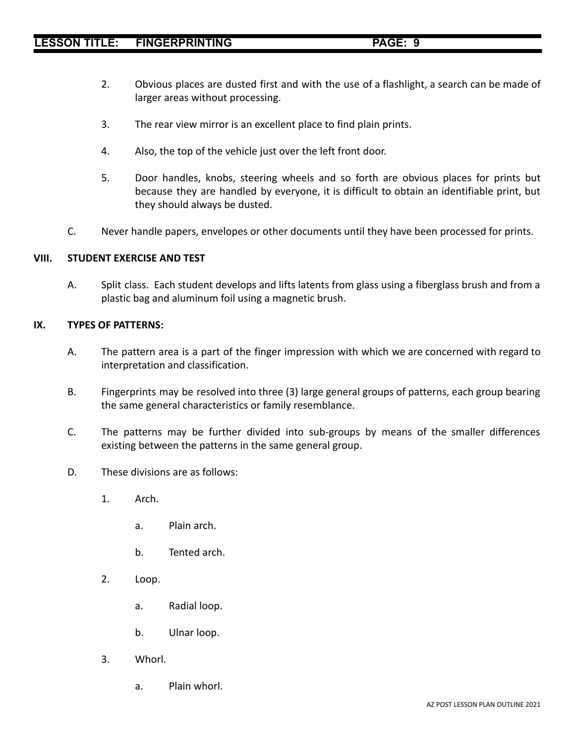2. Obvious places are dusted first and with the use of a flashlight, a search can be made of larger areas without processing.

3. The rear view mirror is an excellent place to find plain prints.

4. Also, the top of the vehicle just over the left front door.

5. Door handles, knobs, steering wheels and so forth are obvious places for prints but because they are handled by everyone, it is difficult to obtain an identifiable print, but they should always be dusted.

C. Never handle papers, envelopes or other documents until they have been processed for prints.

**VIII. STUDENT EXERCISE AND TEST**

A. Split class. Each student develops and lifts latents from glass using a fiberglass brush and from a plastic bag and aluminum foil using a magnetic brush.

**IX. TYPES OF PATTERNS:**

A. The pattern area is a part of the finger impression with which we are concerned with regard to interpretation and classification.

B. Fingerprints may be resolved into three (3) large general groups of patterns, each group bearing the same general characteristics or family resemblance.

C. The patterns may be further divided into sub-groups by means of the smaller differences existing between the patterns in the same general group.

D. These divisions are as follows:

1. Arch.

   a. Plain arch.

   b. Tented arch.

2. Loop.

   a. Radial loop.

   b. Ulnar loop.

3. Whorl.

   a. Plain whorl.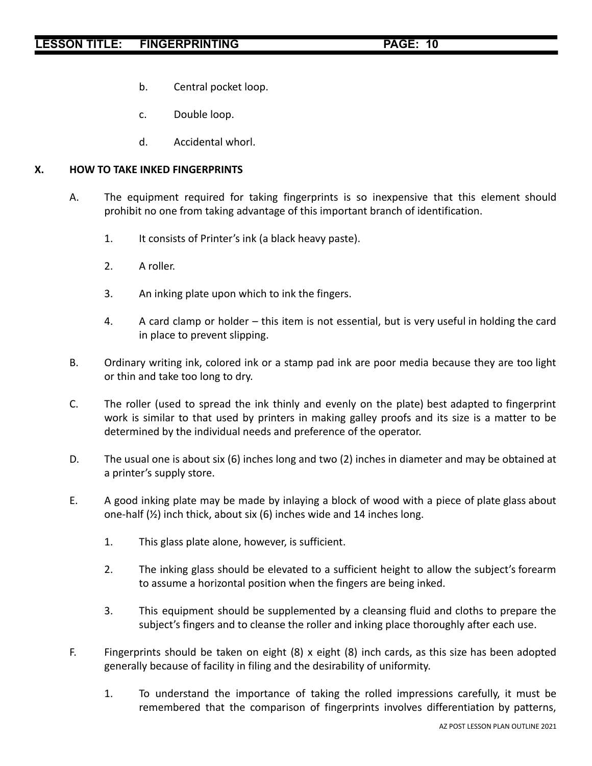b. Central pocket loop.

c. Double loop.

d. Accidental whorl.

## X. HOW TO TAKE INKED FINGERPRINTS

A. The equipment required for taking fingerprints is so inexpensive that this element should prohibit no one from taking advantage of this important branch of identification.

1. It consists of Printer's ink (a black heavy paste).

2. A roller.

3. An inking plate upon which to ink the fingers.

4. A card clamp or holder – this item is not essential, but is very useful in holding the card in place to prevent slipping.

B. Ordinary writing ink, colored ink or a stamp pad ink are poor media because they are too light or thin and take too long to dry.

C. The roller (used to spread the ink thinly and evenly on the plate) best adapted to fingerprint work is similar to that used by printers in making galley proofs and its size is a matter to be determined by the individual needs and preference of the operator.

D. The usual one is about six (6) inches long and two (2) inches in diameter and may be obtained at a printer's supply store.

E. A good inking plate may be made by inlaying a block of wood with a piece of plate glass about one-half (½) inch thick, about six (6) inches wide and 14 inches long.

1. This glass plate alone, however, is sufficient.

2. The inking glass should be elevated to a sufficient height to allow the subject's forearm to assume a horizontal position when the fingers are being inked.

3. This equipment should be supplemented by a cleansing fluid and cloths to prepare the subject's fingers and to cleanse the roller and inking place thoroughly after each use.

F. Fingerprints should be taken on eight (8) x eight (8) inch cards, as this size has been adopted generally because of facility in filing and the desirability of uniformity.

1. To understand the importance of taking the rolled impressions carefully, it must be remembered that the comparison of fingerprints involves differentiation by patterns,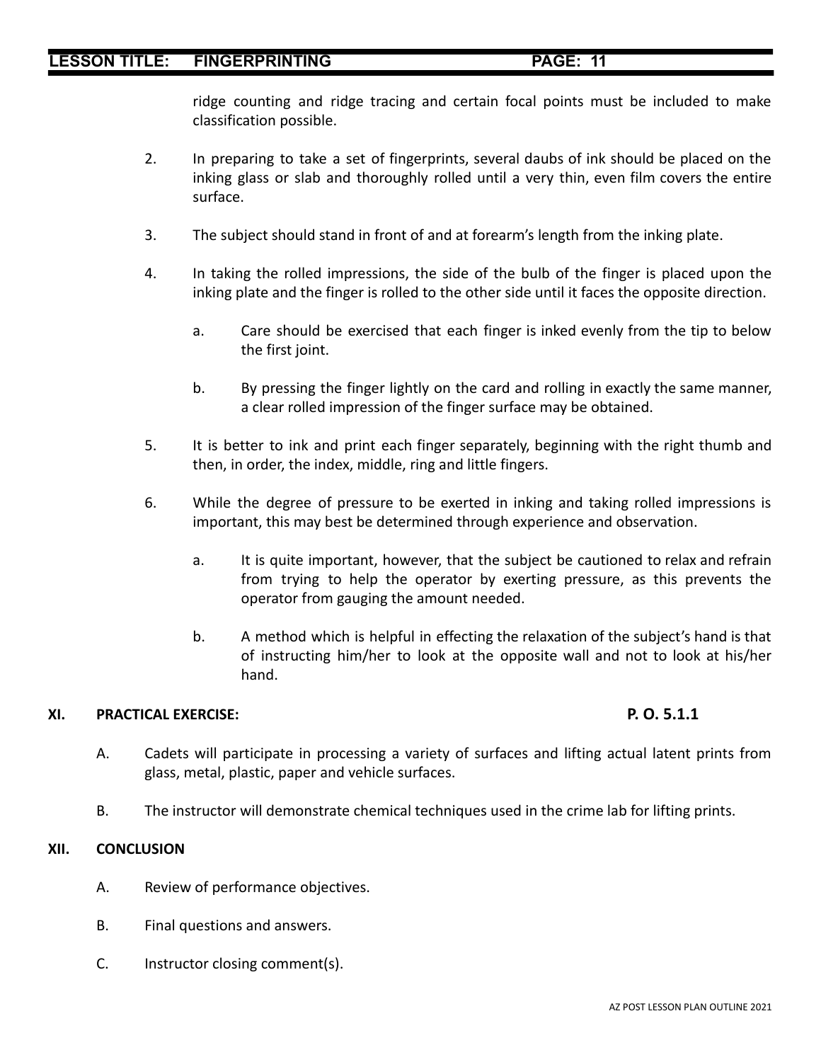ridge counting and ridge tracing and certain focal points must be included to make classification possible.

2. In preparing to take a set of fingerprints, several daubs of ink should be placed on the inking glass or slab and thoroughly rolled until a very thin, even film covers the entire surface.

3. The subject should stand in front of and at forearm's length from the inking plate.

4. In taking the rolled impressions, the side of the bulb of the finger is placed upon the inking plate and the finger is rolled to the other side until it faces the opposite direction.

    a. Care should be exercised that each finger is inked evenly from the tip to below the first joint.

    b. By pressing the finger lightly on the card and rolling in exactly the same manner, a clear rolled impression of the finger surface may be obtained.

5. It is better to ink and print each finger separately, beginning with the right thumb and then, in order, the index, middle, ring and little fingers.

6. While the degree of pressure to be exerted in inking and taking rolled impressions is important, this may best be determined through experience and observation.

    a. It is quite important, however, that the subject be cautioned to relax and refrain from trying to help the operator by exerting pressure, as this prevents the operator from gauging the amount needed.

    b. A method which is helpful in effecting the relaxation of the subject's hand is that of instructing him/her to look at the opposite wall and not to look at his/her hand.

## XI. PRACTICAL EXERCISE: P. O. 5.1.1

A. Cadets will participate in processing a variety of surfaces and lifting actual latent prints from glass, metal, plastic, paper and vehicle surfaces.

B. The instructor will demonstrate chemical techniques used in the crime lab for lifting prints.

## XII. CONCLUSION

A. Review of performance objectives.

B. Final questions and answers.

C. Instructor closing comment(s).